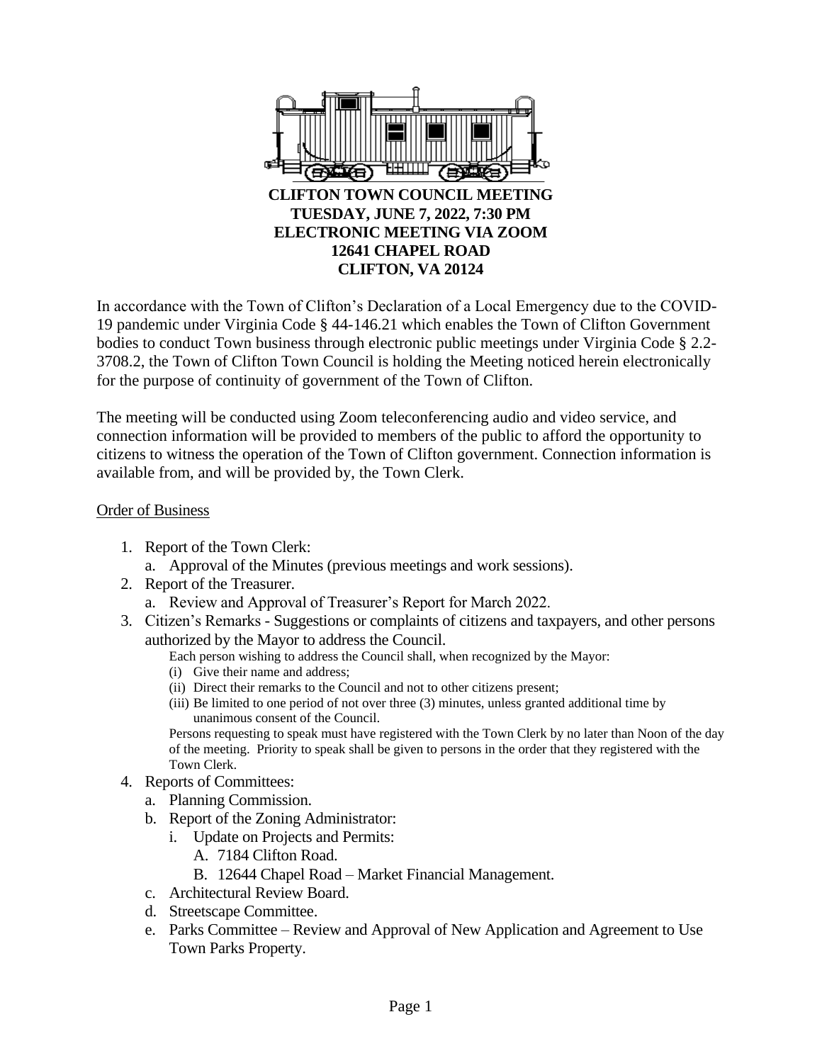**CLIFTON TOWN COUNCIL MEETING**
**TUESDAY, JUNE 7, 2022, 7:30 PM**
**ELECTRONIC MEETING VIA ZOOM**
**12641 CHAPEL ROAD**
**CLIFTON, VA 20124**

In accordance with the Town of Clifton's Declaration of a Local Emergency due to the COVID-19 pandemic under Virginia Code § 44-146.21 which enables the Town of Clifton Government bodies to conduct Town business through electronic public meetings under Virginia Code § 2.2-3708.2, the Town of Clifton Town Council is holding the Meeting noticed herein electronically for the purpose of continuity of government of the Town of Clifton.

The meeting will be conducted using Zoom teleconferencing audio and video service, and connection information will be provided to members of the public to afford the opportunity to citizens to witness the operation of the Town of Clifton government. Connection information is available from, and will be provided by, the Town Clerk.

Order of Business

1. Report of the Town Clerk:
   a. Approval of the Minutes (previous meetings and work sessions).
2. Report of the Treasurer.
   a. Review and Approval of Treasurer's Report for March 2022.
3. Citizen's Remarks - Suggestions or complaints of citizens and taxpayers, and other persons authorized by the Mayor to address the Council.
   Each person wishing to address the Council shall, when recognized by the Mayor:
   (i) Give their name and address;
   (ii) Direct their remarks to the Council and not to other citizens present;
   (iii) Be limited to one period of not over three (3) minutes, unless granted additional time by unanimous consent of the Council.
   Persons requesting to speak must have registered with the Town Clerk by no later than Noon of the day of the meeting. Priority to speak shall be given to persons in the order that they registered with the Town Clerk.
4. Reports of Committees:
   a. Planning Commission.
   b. Report of the Zoning Administrator:
      i. Update on Projects and Permits:
         A. 7184 Clifton Road.
         B. 12644 Chapel Road – Market Financial Management.
   c. Architectural Review Board.
   d. Streetscape Committee.
   e. Parks Committee – Review and Approval of New Application and Agreement to Use Town Parks Property.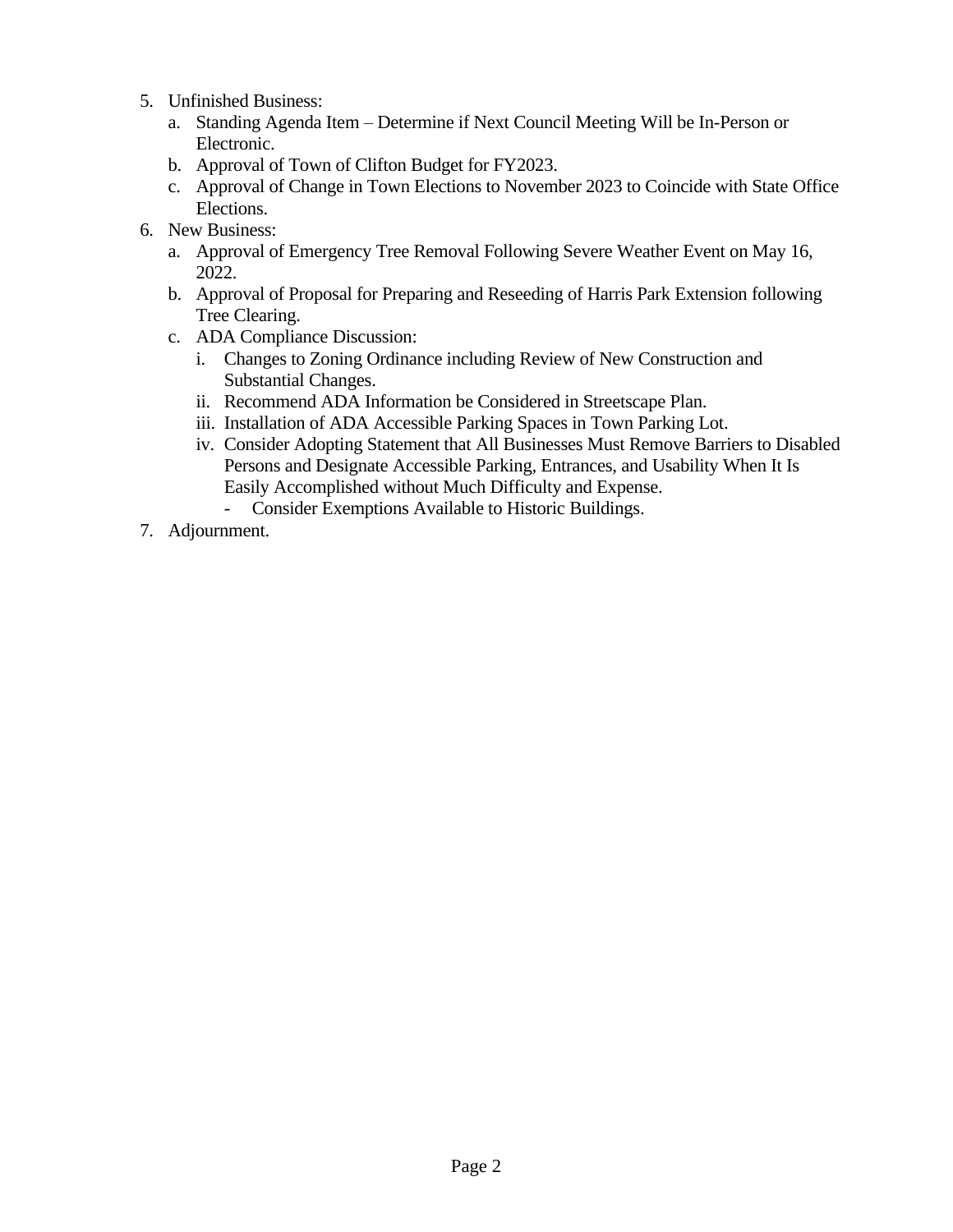5. Unfinished Business:
   a. Standing Agenda Item – Determine if Next Council Meeting Will be In-Person or Electronic.
   b. Approval of Town of Clifton Budget for FY2023.
   c. Approval of Change in Town Elections to November 2023 to Coincide with State Office Elections.
6. New Business:
   a. Approval of Emergency Tree Removal Following Severe Weather Event on May 16, 2022.
   b. Approval of Proposal for Preparing and Reseeding of Harris Park Extension following Tree Clearing.
   c. ADA Compliance Discussion:
      i. Changes to Zoning Ordinance including Review of New Construction and Substantial Changes.
      ii. Recommend ADA Information be Considered in Streetscape Plan.
      iii. Installation of ADA Accessible Parking Spaces in Town Parking Lot.
      iv. Consider Adopting Statement that All Businesses Must Remove Barriers to Disabled Persons and Designate Accessible Parking, Entrances, and Usability When It Is Easily Accomplished without Much Difficulty and Expense.
         - Consider Exemptions Available to Historic Buildings.
7. Adjournment.